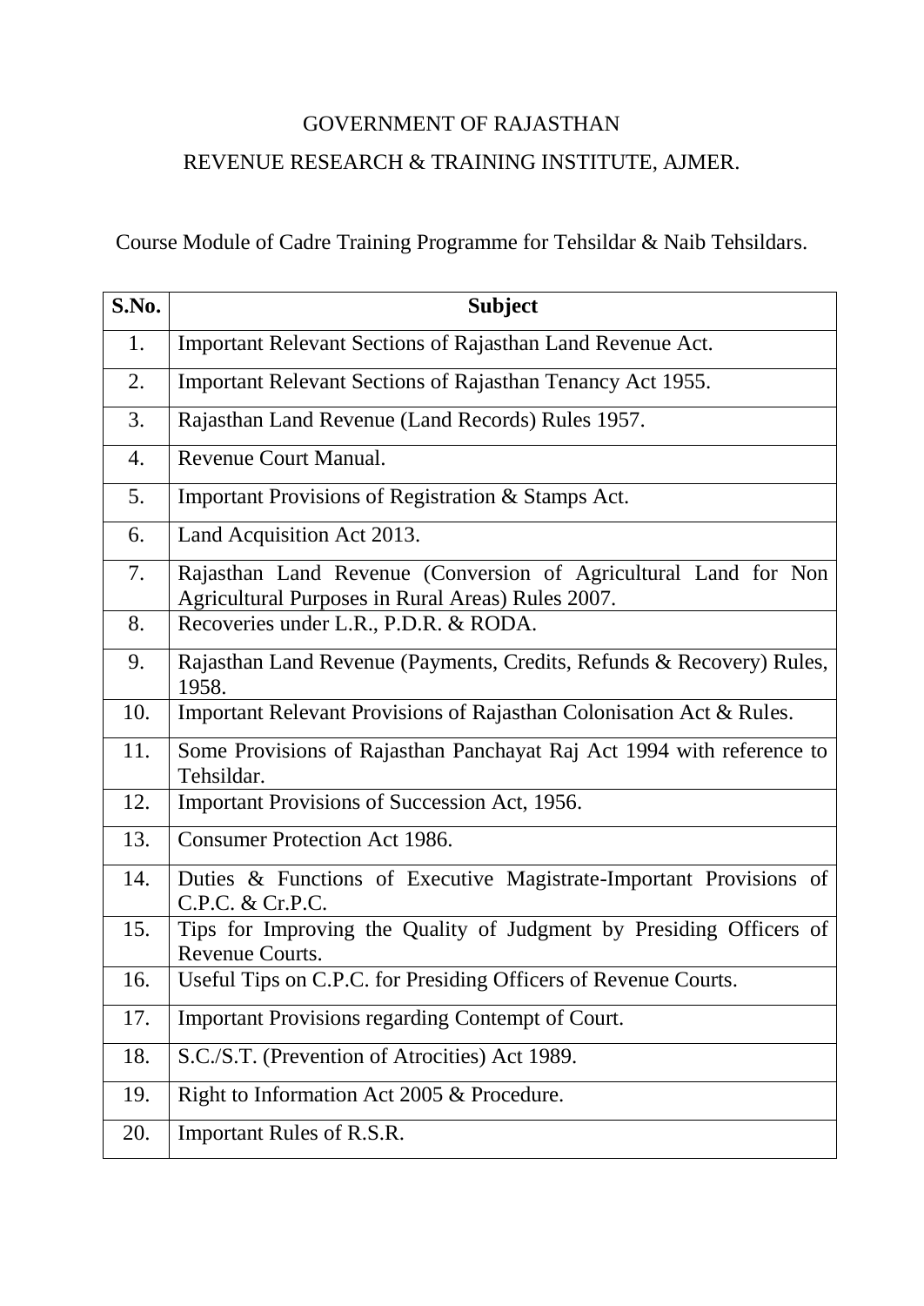# GOVERNMENT OF RAJASTHAN

## REVENUE RESEARCH & TRAINING INSTITUTE, AJMER.

Course Module of Cadre Training Programme for Tehsildar & Naib Tehsildars.

| S.No. | Subject |
|---|---|
| 1. | Important Relevant Sections of Rajasthan Land Revenue Act. |
| 2. | Important Relevant Sections of Rajasthan Tenancy Act 1955. |
| 3. | Rajasthan Land Revenue (Land Records) Rules 1957. |
| 4. | Revenue Court Manual. |
| 5. | Important Provisions of Registration & Stamps Act. |
| 6. | Land Acquisition Act 2013. |
| 7. | Rajasthan Land Revenue (Conversion of Agricultural Land for Non Agricultural Purposes in Rural Areas) Rules 2007. |
| 8. | Recoveries under L.R., P.D.R. & RODA. |
| 9. | Rajasthan Land Revenue (Payments, Credits, Refunds & Recovery) Rules, 1958. |
| 10. | Important Relevant Provisions of Rajasthan Colonisation Act & Rules. |
| 11. | Some Provisions of Rajasthan Panchayat Raj Act 1994 with reference to Tehsildar. |
| 12. | Important Provisions of Succession Act, 1956. |
| 13. | Consumer Protection Act 1986. |
| 14. | Duties & Functions of Executive Magistrate-Important Provisions of C.P.C. & Cr.P.C. |
| 15. | Tips for Improving the Quality of Judgment by Presiding Officers of Revenue Courts. |
| 16. | Useful Tips on C.P.C. for Presiding Officers of Revenue Courts. |
| 17. | Important Provisions regarding Contempt of Court. |
| 18. | S.C./S.T. (Prevention of Atrocities) Act 1989. |
| 19. | Right to Information Act 2005 & Procedure. |
| 20. | Important Rules of R.S.R. |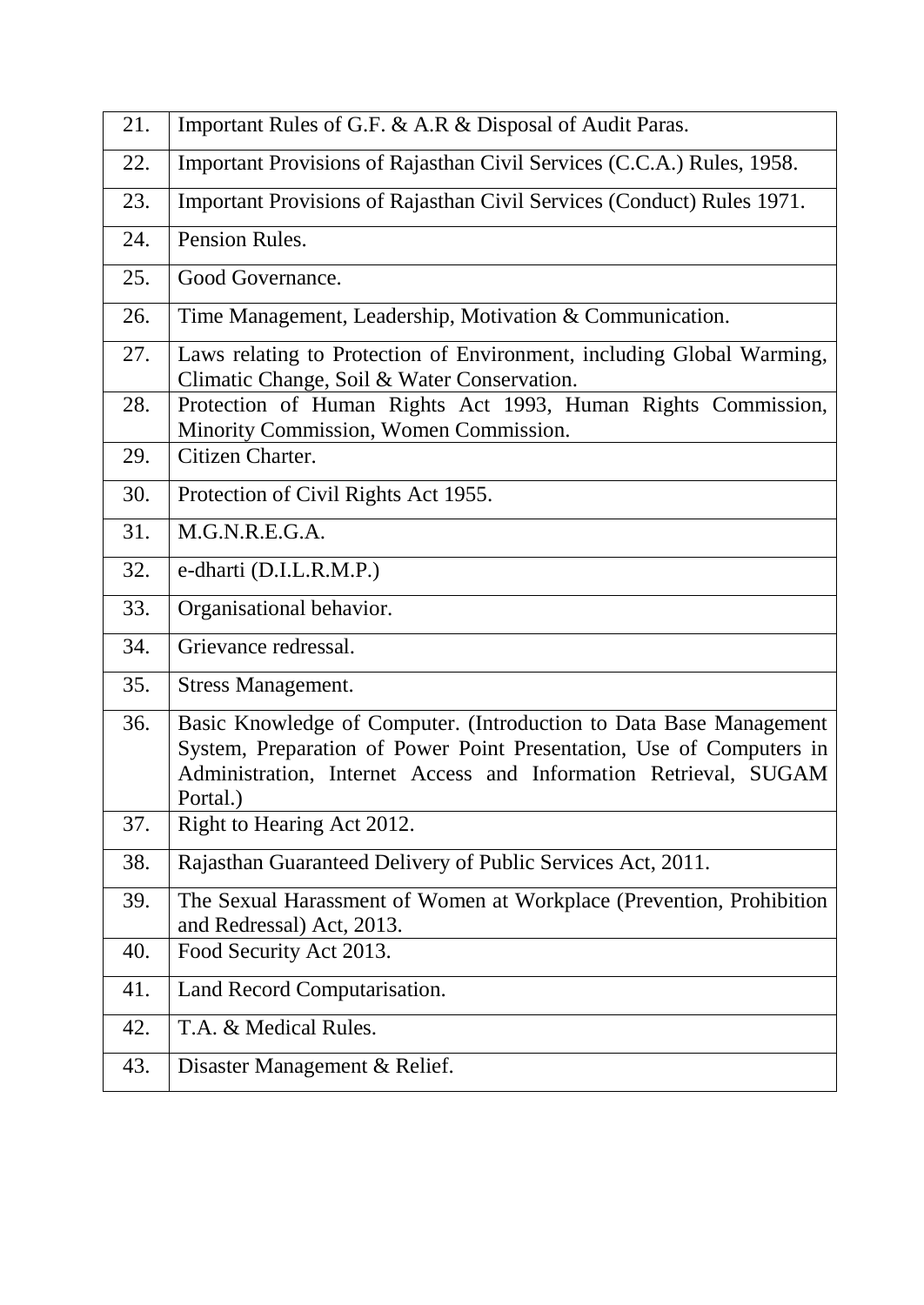| | |
|---|---|
| 21. | Important Rules of G.F. & A.R & Disposal of Audit Paras. |
| 22. | Important Provisions of Rajasthan Civil Services (C.C.A.) Rules, 1958. |
| 23. | Important Provisions of Rajasthan Civil Services (Conduct) Rules 1971. |
| 24. | Pension Rules. |
| 25. | Good Governance. |
| 26. | Time Management, Leadership, Motivation & Communication. |
| 27. | Laws relating to Protection of Environment, including Global Warming, Climatic Change, Soil & Water Conservation. |
| 28. | Protection of Human Rights Act 1993, Human Rights Commission, Minority Commission, Women Commission. |
| 29. | Citizen Charter. |
| 30. | Protection of Civil Rights Act 1955. |
| 31. | M.G.N.R.E.G.A. |
| 32. | e-dharti (D.I.L.R.M.P.) |
| 33. | Organisational behavior. |
| 34. | Grievance redressal. |
| 35. | Stress Management. |
| 36. | Basic Knowledge of Computer. (Introduction to Data Base Management System, Preparation of Power Point Presentation, Use of Computers in Administration, Internet Access and Information Retrieval, SUGAM Portal.) |
| 37. | Right to Hearing Act 2012. |
| 38. | Rajasthan Guaranteed Delivery of Public Services Act, 2011. |
| 39. | The Sexual Harassment of Women at Workplace (Prevention, Prohibition and Redressal) Act, 2013. |
| 40. | Food Security Act 2013. |
| 41. | Land Record Computarisation. |
| 42. | T.A. & Medical Rules. |
| 43. | Disaster Management & Relief. |